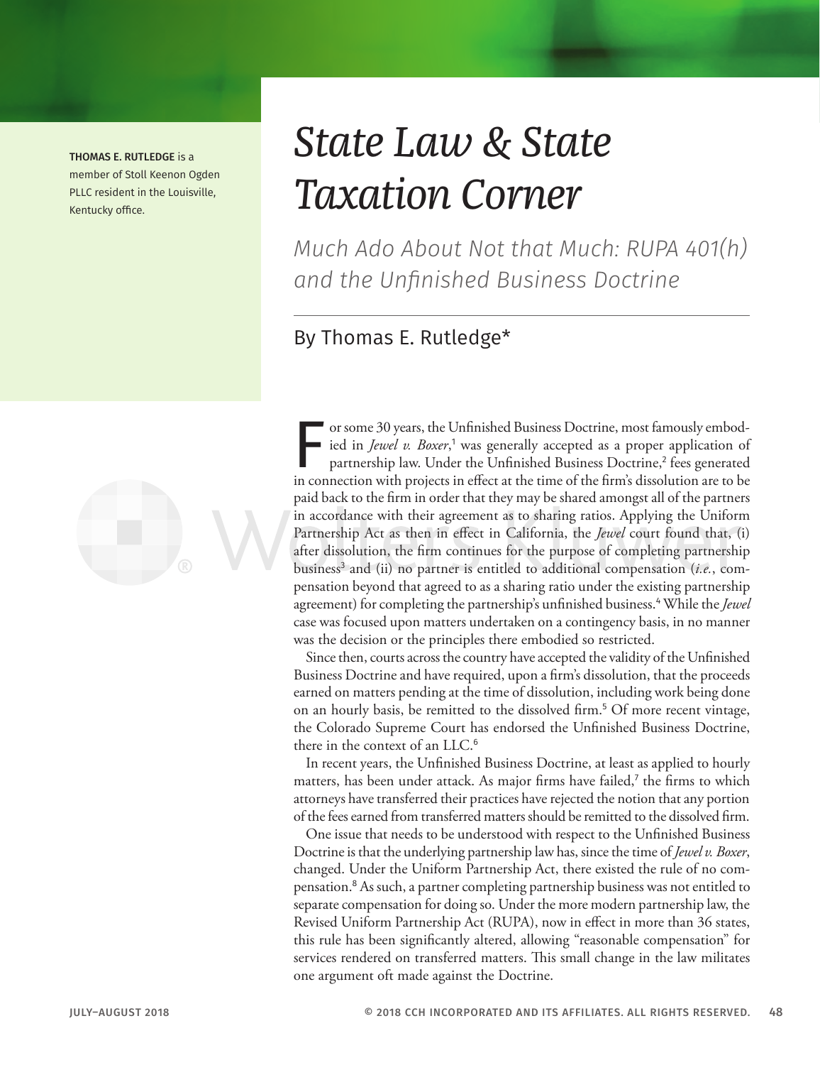THOMAS E. RUTLEDGE is a member of Stoll Keenon Ogden PLLC resident in the Louisville, Kentucky office.

# *State Law & State Taxation Corner*

## *Much Ado About Not that Much: RUPA 401(h) and the Unfinished Business Doctrine*

By Thomas E. Rutledge*

For some 30 years, the Unfinished Business Doctrine, most famously embodied in *Jewel v. Boxer*,[1] was generally accepted as a proper application of partnership law. Under the Unfinished Business Doctrine,[2] fees generated in connection with projects in effect at the time of the firm's dissolution are to be paid back to the firm in order that they may be shared amongst all of the partners in accordance with their agreement as to sharing ratios. Applying the Uniform Partnership Act as then in effect in California, the *Jewel* court found that, (i) after dissolution, the firm continues for the purpose of completing partnership business[3] and (ii) no partner is entitled to additional compensation (*i.e.*, compensation beyond that agreed to as a sharing ratio under the existing partnership agreement) for completing the partnership's unfinished business.[4] While the *Jewel* case was focused upon matters undertaken on a contingency basis, in no manner was the decision or the principles there embodied so restricted.

Since then, courts across the country have accepted the validity of the Unfinished Business Doctrine and have required, upon a firm's dissolution, that the proceeds earned on matters pending at the time of dissolution, including work being done on an hourly basis, be remitted to the dissolved firm.[5] Of more recent vintage, the Colorado Supreme Court has endorsed the Unfinished Business Doctrine, there in the context of an LLC.[6]

In recent years, the Unfinished Business Doctrine, at least as applied to hourly matters, has been under attack. As major firms have failed,[7] the firms to which attorneys have transferred their practices have rejected the notion that any portion of the fees earned from transferred matters should be remitted to the dissolved firm.

One issue that needs to be understood with respect to the Unfinished Business Doctrine is that the underlying partnership law has, since the time of *Jewel v. Boxer*, changed. Under the Uniform Partnership Act, there existed the rule of no compensation.[8] As such, a partner completing partnership business was not entitled to separate compensation for doing so. Under the more modern partnership law, the Revised Uniform Partnership Act (RUPA), now in effect in more than 36 states, this rule has been significantly altered, allowing "reasonable compensation" for services rendered on transferred matters. This small change in the law militates one argument oft made against the Doctrine.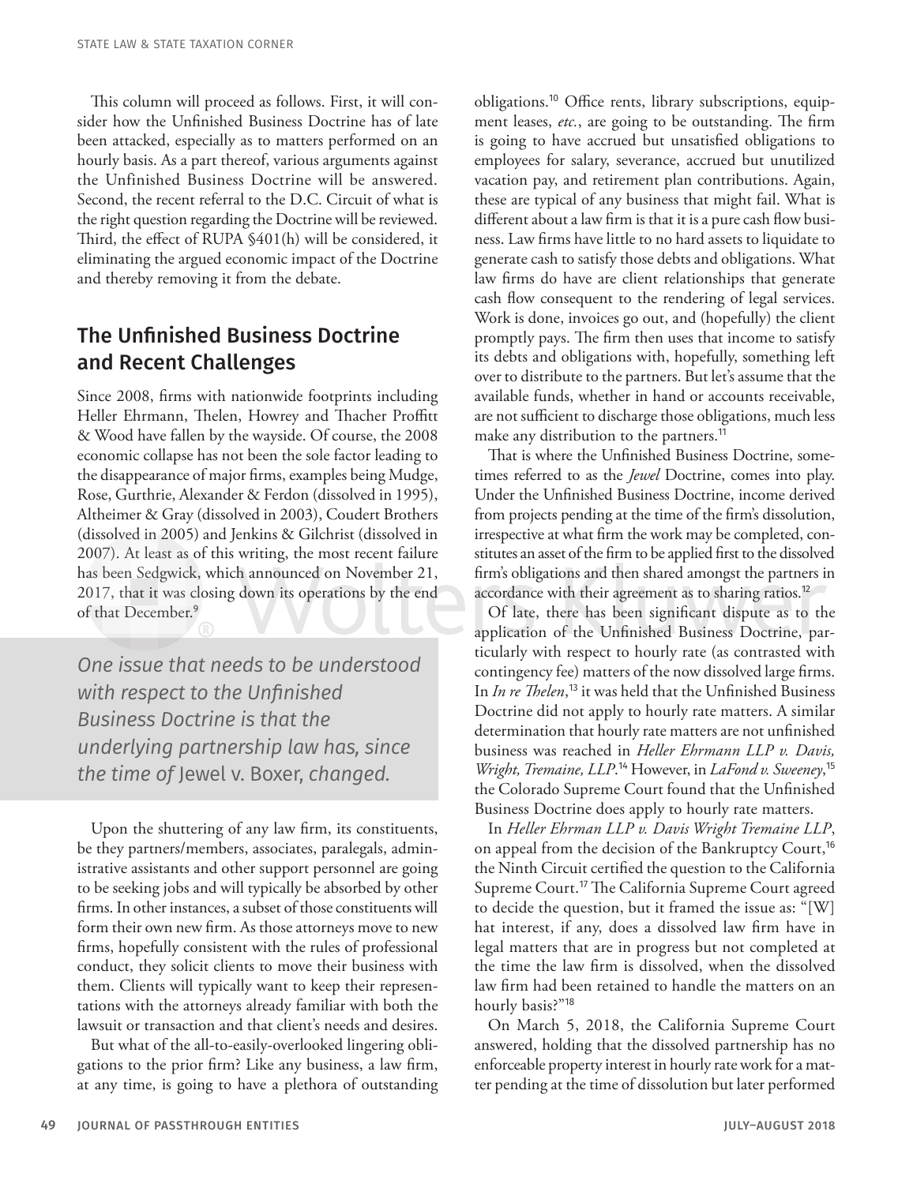This column will proceed as follows. First, it will consider how the Unfinished Business Doctrine has of late been attacked, especially as to matters performed on an hourly basis. As a part thereof, various arguments against the Unfinished Business Doctrine will be answered. Second, the recent referral to the D.C. Circuit of what is the right question regarding the Doctrine will be reviewed. Third, the effect of RUPA §401(h) will be considered, it eliminating the argued economic impact of the Doctrine and thereby removing it from the debate.

## The Unfinished Business Doctrine and Recent Challenges

Since 2008, firms with nationwide footprints including Heller Ehrmann, Thelen, Howrey and Thacher Proffitt & Wood have fallen by the wayside. Of course, the 2008 economic collapse has not been the sole factor leading to the disappearance of major firms, examples being Mudge, Rose, Gurthrie, Alexander & Ferdon (dissolved in 1995), Altheimer & Gray (dissolved in 2003), Coudert Brothers (dissolved in 2005) and Jenkins & Gilchrist (dissolved in 2007). At least as of this writing, the most recent failure has been Sedgwick, which announced on November 21, 2017, that it was closing down its operations by the end of that December.[9]

> *One issue that needs to be understood with respect to the Unfinished Business Doctrine is that the underlying partnership law has, since the time of* Jewel v. Boxer, *changed.*

Upon the shuttering of any law firm, its constituents, be they partners/members, associates, paralegals, administrative assistants and other support personnel are going to be seeking jobs and will typically be absorbed by other firms. In other instances, a subset of those constituents will form their own new firm. As those attorneys move to new firms, hopefully consistent with the rules of professional conduct, they solicit clients to move their business with them. Clients will typically want to keep their representations with the attorneys already familiar with both the lawsuit or transaction and that client's needs and desires.

But what of the all-to-easily-overlooked lingering obligations to the prior firm? Like any business, a law firm, at any time, is going to have a plethora of outstanding obligations.[10] Office rents, library subscriptions, equipment leases, *etc.*, are going to be outstanding. The firm is going to have accrued but unsatisfied obligations to employees for salary, severance, accrued but unutilized vacation pay, and retirement plan contributions. Again, these are typical of any business that might fail. What is different about a law firm is that it is a pure cash flow business. Law firms have little to no hard assets to liquidate to generate cash to satisfy those debts and obligations. What law firms do have are client relationships that generate cash flow consequent to the rendering of legal services. Work is done, invoices go out, and (hopefully) the client promptly pays. The firm then uses that income to satisfy its debts and obligations with, hopefully, something left over to distribute to the partners. But let's assume that the available funds, whether in hand or accounts receivable, are not sufficient to discharge those obligations, much less make any distribution to the partners.[11]

That is where the Unfinished Business Doctrine, sometimes referred to as the *Jewel* Doctrine, comes into play. Under the Unfinished Business Doctrine, income derived from projects pending at the time of the firm's dissolution, irrespective at what firm the work may be completed, constitutes an asset of the firm to be applied first to the dissolved firm's obligations and then shared amongst the partners in accordance with their agreement as to sharing ratios.[12]

Of late, there has been significant dispute as to the application of the Unfinished Business Doctrine, particularly with respect to hourly rate (as contrasted with contingency fee) matters of the now dissolved large firms. In *In re Thelen*,[13] it was held that the Unfinished Business Doctrine did not apply to hourly rate matters. A similar determination that hourly rate matters are not unfinished business was reached in *Heller Ehrmann LLP v. Davis, Wright, Tremaine, LLP*.[14] However, in *LaFond v. Sweeney*,[15] the Colorado Supreme Court found that the Unfinished Business Doctrine does apply to hourly rate matters.

In *Heller Ehrman LLP v. Davis Wright Tremaine LLP*, on appeal from the decision of the Bankruptcy Court,[16] the Ninth Circuit certified the question to the California Supreme Court.[17] The California Supreme Court agreed to decide the question, but it framed the issue as: "[W]hat interest, if any, does a dissolved law firm have in legal matters that are in progress but not completed at the time the law firm is dissolved, when the dissolved law firm had been retained to handle the matters on an hourly basis?"[18]

On March 5, 2018, the California Supreme Court answered, holding that the dissolved partnership has no enforceable property interest in hourly rate work for a matter pending at the time of dissolution but later performed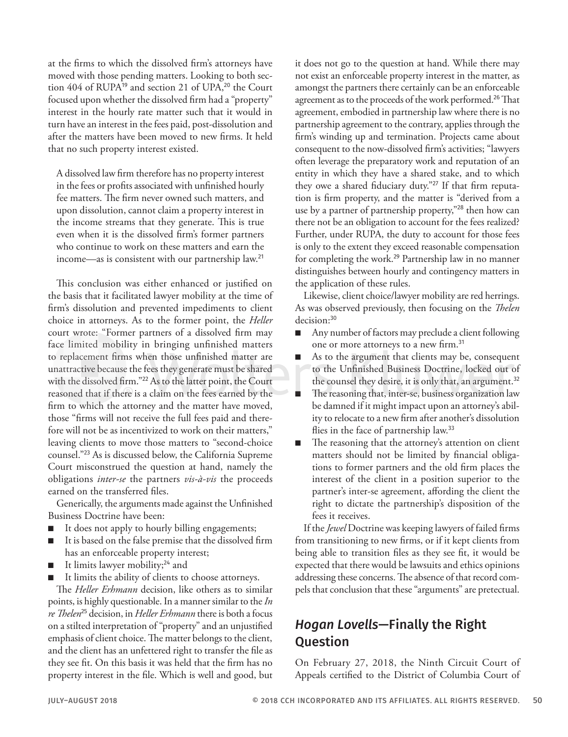at the firms to which the dissolved firm's attorneys have moved with those pending matters. Looking to both section 404 of RUPA[19] and section 21 of UPA,[20] the Court focused upon whether the dissolved firm had a "property" interest in the hourly rate matter such that it would in turn have an interest in the fees paid, post-dissolution and after the matters have been moved to new firms. It held that no such property interest existed.

> A dissolved law firm therefore has no property interest in the fees or profits associated with unfinished hourly fee matters. The firm never owned such matters, and upon dissolution, cannot claim a property interest in the income streams that they generate. This is true even when it is the dissolved firm's former partners who continue to work on these matters and earn the income—as is consistent with our partnership law.[21]

This conclusion was either enhanced or justified on the basis that it facilitated lawyer mobility at the time of firm's dissolution and prevented impediments to client choice in attorneys. As to the former point, the *Heller* court wrote: "Former partners of a dissolved firm may face limited mobility in bringing unfinished matters to replacement firms when those unfinished matter are unattractive because the fees they generate must be shared with the dissolved firm."[22] As to the latter point, the Court reasoned that if there is a claim on the fees earned by the firm to which the attorney and the matter have moved, those "firms will not receive the full fees paid and therefore will not be as incentivized to work on their matters," leaving clients to move those matters to "second-choice counsel."[23] As is discussed below, the California Supreme Court misconstrued the question at hand, namely the obligations *inter-se* the partners *vis-à-vis* the proceeds earned on the transferred files.

Generically, the arguments made against the Unfinished Business Doctrine have been:

- It does not apply to hourly billing engagements;
- It is based on the false premise that the dissolved firm has an enforceable property interest;
- It limits lawyer mobility;[24] and
- It limits the ability of clients to choose attorneys.

The *Heller Erhmann* decision, like others as to similar points, is highly questionable. In a manner similar to the *In re Thelen*[25] decision, in *Heller Erhmann* there is both a focus on a stilted interpretation of "property" and an unjustified emphasis of client choice. The matter belongs to the client, and the client has an unfettered right to transfer the file as they see fit. On this basis it was held that the firm has no property interest in the file. Which is well and good, but it does not go to the question at hand. While there may not exist an enforceable property interest in the matter, as amongst the partners there certainly can be an enforceable agreement as to the proceeds of the work performed.[26] That agreement, embodied in partnership law where there is no partnership agreement to the contrary, applies through the firm's winding up and termination. Projects came about consequent to the now-dissolved firm's activities; "lawyers often leverage the preparatory work and reputation of an entity in which they have a shared stake, and to which they owe a shared fiduciary duty."[27] If that firm reputation is firm property, and the matter is "derived from a use by a partner of partnership property,"[28] then how can there not be an obligation to account for the fees realized? Further, under RUPA, the duty to account for those fees is only to the extent they exceed reasonable compensation for completing the work.[29] Partnership law in no manner distinguishes between hourly and contingency matters in the application of these rules.

Likewise, client choice/lawyer mobility are red herrings. As was observed previously, then focusing on the *Thelen* decision:[30]

- Any number of factors may preclude a client following one or more attorneys to a new firm.[31]
- As to the argument that clients may be, consequent to the Unfinished Business Doctrine, locked out of the counsel they desire, it is only that, an argument.[32]
- The reasoning that, inter-se, business organization law be damned if it might impact upon an attorney's ability to relocate to a new firm after another's dissolution flies in the face of partnership law.[33]
- The reasoning that the attorney's attention on client matters should not be limited by financial obligations to former partners and the old firm places the interest of the client in a position superior to the partner's inter-se agreement, affording the client the right to dictate the partnership's disposition of the fees it receives.

If the *Jewel* Doctrine was keeping lawyers of failed firms from transitioning to new firms, or if it kept clients from being able to transition files as they see fit, it would be expected that there would be lawsuits and ethics opinions addressing these concerns. The absence of that record compels that conclusion that these "arguments" are pretectual.

## *Hogan Lovells*—Finally the Right Question

On February 27, 2018, the Ninth Circuit Court of Appeals certified to the District of Columbia Court of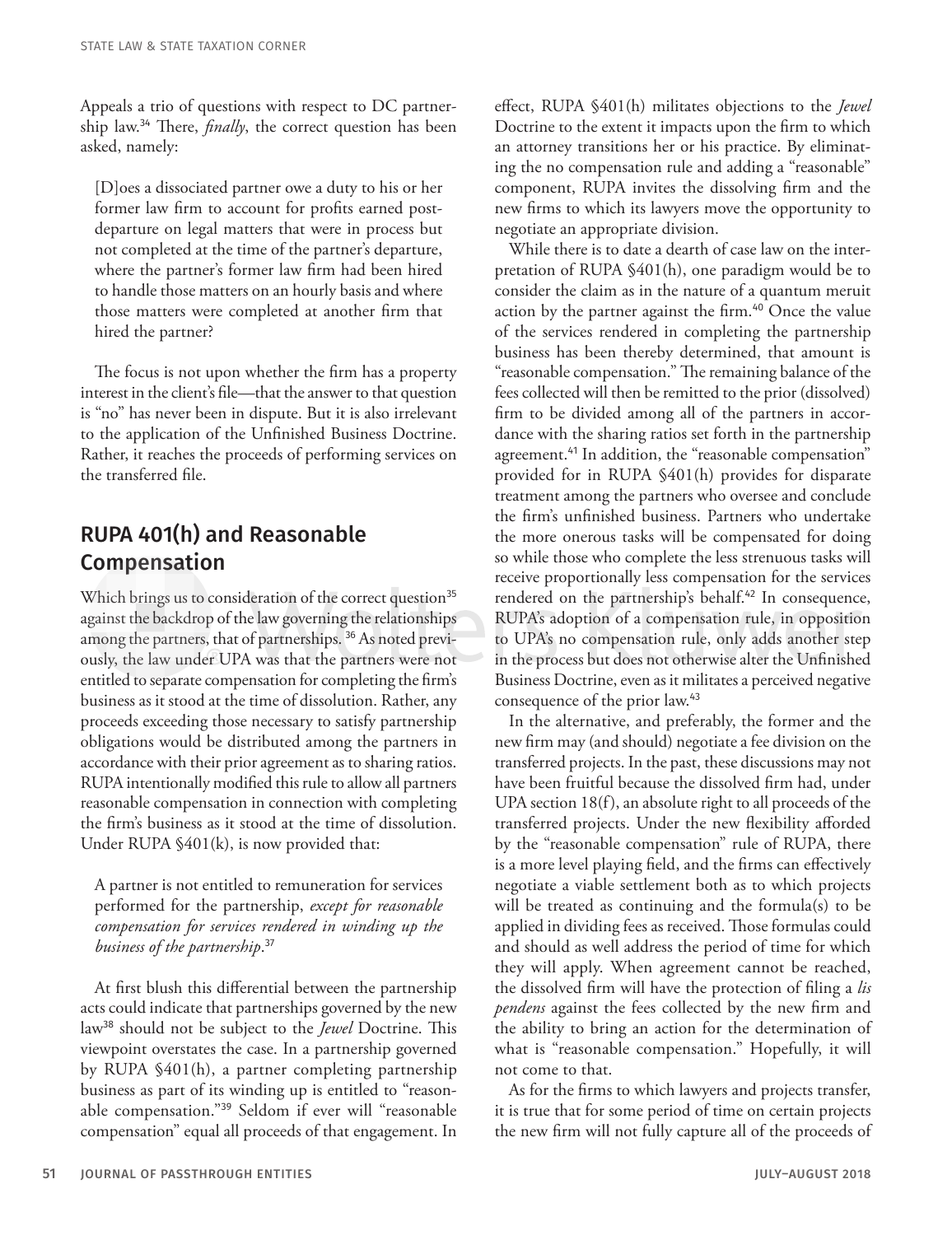Appeals a trio of questions with respect to DC partnership law.[34] There, *finally*, the correct question has been asked, namely:

> [D]oes a dissociated partner owe a duty to his or her former law firm to account for profits earned post-departure on legal matters that were in process but not completed at the time of the partner's departure, where the partner's former law firm had been hired to handle those matters on an hourly basis and where those matters were completed at another firm that hired the partner?

The focus is not upon whether the firm has a property interest in the client's file—that the answer to that question is "no" has never been in dispute. But it is also irrelevant to the application of the Unfinished Business Doctrine. Rather, it reaches the proceeds of performing services on the transferred file.

## RUPA 401(h) and Reasonable Compensation

Which brings us to consideration of the correct question[35] against the backdrop of the law governing the relationships among the partners, that of partnerships.[36] As noted previously, the law under UPA was that the partners were not entitled to separate compensation for completing the firm's business as it stood at the time of dissolution. Rather, any proceeds exceeding those necessary to satisfy partnership obligations would be distributed among the partners in accordance with their prior agreement as to sharing ratios. RUPA intentionally modified this rule to allow all partners reasonable compensation in connection with completing the firm's business as it stood at the time of dissolution. Under RUPA §401(k), is now provided that:

> A partner is not entitled to remuneration for services performed for the partnership, *except for reasonable compensation for services rendered in winding up the business of the partnership*.[37]

At first blush this differential between the partnership acts could indicate that partnerships governed by the new law[38] should not be subject to the *Jewel* Doctrine. This viewpoint overstates the case. In a partnership governed by RUPA §401(h), a partner completing partnership business as part of its winding up is entitled to "reasonable compensation."[39] Seldom if ever will "reasonable compensation" equal all proceeds of that engagement. In effect, RUPA §401(h) militates objections to the *Jewel* Doctrine to the extent it impacts upon the firm to which an attorney transitions her or his practice. By eliminating the no compensation rule and adding a "reasonable" component, RUPA invites the dissolving firm and the new firms to which its lawyers move the opportunity to negotiate an appropriate division.

While there is to date a dearth of case law on the interpretation of RUPA §401(h), one paradigm would be to consider the claim as in the nature of a quantum meruit action by the partner against the firm.[40] Once the value of the services rendered in completing the partnership business has been thereby determined, that amount is "reasonable compensation." The remaining balance of the fees collected will then be remitted to the prior (dissolved) firm to be divided among all of the partners in accordance with the sharing ratios set forth in the partnership agreement.[41] In addition, the "reasonable compensation" provided for in RUPA §401(h) provides for disparate treatment among the partners who oversee and conclude the firm's unfinished business. Partners who undertake the more onerous tasks will be compensated for doing so while those who complete the less strenuous tasks will receive proportionally less compensation for the services rendered on the partnership's behalf.[42] In consequence, RUPA's adoption of a compensation rule, in opposition to UPA's no compensation rule, only adds another step in the process but does not otherwise alter the Unfinished Business Doctrine, even as it militates a perceived negative consequence of the prior law.[43]

In the alternative, and preferably, the former and the new firm may (and should) negotiate a fee division on the transferred projects. In the past, these discussions may not have been fruitful because the dissolved firm had, under UPA section 18(f), an absolute right to all proceeds of the transferred projects. Under the new flexibility afforded by the "reasonable compensation" rule of RUPA, there is a more level playing field, and the firms can effectively negotiate a viable settlement both as to which projects will be treated as continuing and the formula(s) to be applied in dividing fees as received. Those formulas could and should as well address the period of time for which they will apply. When agreement cannot be reached, the dissolved firm will have the protection of filing a *lis pendens* against the fees collected by the new firm and the ability to bring an action for the determination of what is "reasonable compensation." Hopefully, it will not come to that.

As for the firms to which lawyers and projects transfer, it is true that for some period of time on certain projects the new firm will not fully capture all of the proceeds of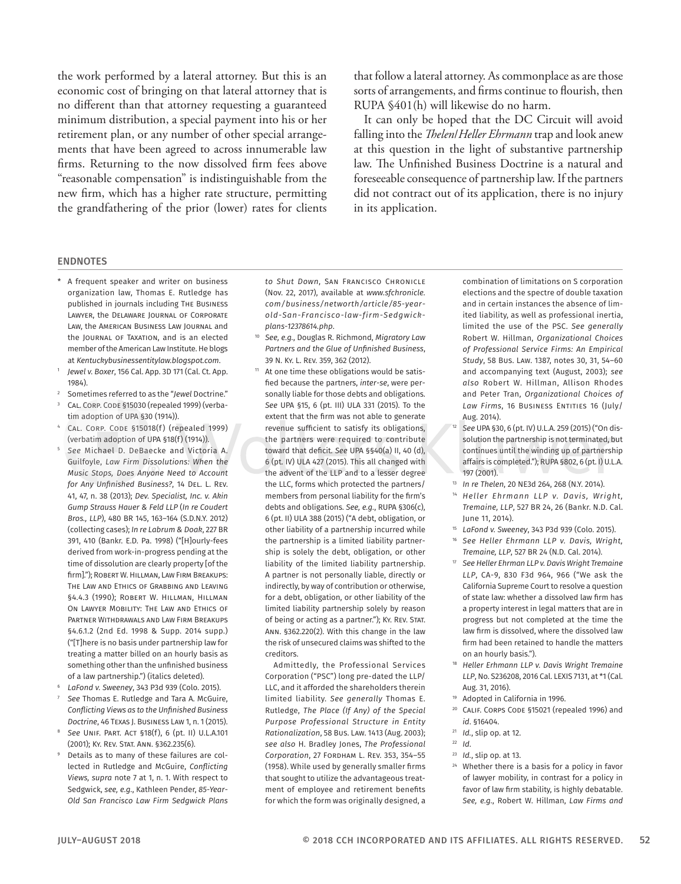the work performed by a lateral attorney. But this is an economic cost of bringing on that lateral attorney that is no different than that attorney requesting a guaranteed minimum distribution, a special payment into his or her retirement plan, or any number of other special arrangements that have been agreed to across innumerable law firms. Returning to the now dissolved firm fees above "reasonable compensation" is indistinguishable from the new firm, which has a higher rate structure, permitting the grandfathering of the prior (lower) rates for clients that follow a lateral attorney. As commonplace as are those sorts of arrangements, and firms continue to flourish, then RUPA §401(h) will likewise do no harm.

It can only be hoped that the DC Circuit will avoid falling into the *Thelen/Heller Ehrmann* trap and look anew at this question in the light of substantive partnership law. The Unfinished Business Doctrine is a natural and foreseeable consequence of partnership law. If the partners did not contract out of its application, there is no injury in its application.

## ENDNOTES

\* A frequent speaker and writer on business organization law, Thomas E. Rutledge has published in journals including THE BUSINESS LAWYER, the DELAWARE JOURNAL OF CORPORATE LAW, the AMERICAN BUSINESS LAW JOURNAL and the JOURNAL OF TAXATION, and is an elected member of the American Law Institute. He blogs at *Kentuckybusinessentitylaw.blogspot.com*.

1. *Jewel v. Boxer*, 156 Cal. App. 3D 171 (Cal. Ct. App. 1984).
2. Sometimes referred to as the "*Jewel* Doctrine."
3. CAL. CORP. CODE §15030 (repealed 1999) (verbatim adoption of UPA §30 (1914)).
4. CAL. CORP. CODE §15018(f) (repealed 1999) (verbatim adoption of UPA §18(f) (1914)).
5. *See* Michael D. DeBaecke and Victoria A. Guilfoyle, *Law Firm Dissolutions: When the Music Stops, Does Anyone Need to Account for Any Unfinished Business?*, 14 DEL. L. REV. 41, 47, n. 38 (2013); *Dev. Specialist, Inc. v. Akin Gump Strauss Hauer & Feld LLP* (*In re Coudert Bros., LLP*), 480 BR 145, 163–164 (S.D.N.Y. 2012) (collecting cases); *In re Labrum & Doak*, 227 BR 391, 410 (Bankr. E.D. Pa. 1998) ("[H]ourly-fees derived from work-in-progress pending at the time of dissolution are clearly property [of the firm]."); ROBERT W. HILLMAN, LAW FIRM BREAKUPS: THE LAW AND ETHICS OF GRABBING AND LEAVING §4.4.3 (1990); ROBERT W. HILLMAN, HILLMAN ON LAWYER MOBILITY: THE LAW AND ETHICS OF PARTNER WITHDRAWALS AND LAW FIRM BREAKUPS §4.6.1.2 (2nd Ed. 1998 & Supp. 2014 supp.) ("[T]here is no basis under partnership law for treating a matter billed on an hourly basis as something other than the unfinished business of a law partnership.") (italics deleted).
6. *LaFond v. Sweeney*, 343 P3d 939 (Colo. 2015).
7. *See* Thomas E. Rutledge and Tara A. McGuire, *Conflicting Views as to the Unfinished Business Doctrine*, 46 TEXAS J. BUSINESS LAW 1, n. 1 (2015).
8. *See* UNIF. PART. ACT §18(f), 6 (pt. II) U.L.A.101 (2001); KY. REV. STAT. ANN. §362.235(6).
9. Details as to many of these failures are collected in Rutledge and McGuire, *Conflicting Views, supra* note 7 at 1, n. 1. With respect to Sedgwick, *see, e.g.*, Kathleen Pender, *85-Year-Old San Francisco Law Firm Sedgwick Plans to Shut Down*, SAN FRANCISCO CHRONICLE (Nov. 22, 2017), available at *www.sfchronicle.com/business/networth/article/85-year-old-San-Francisco-law-firm-Sedgwick-plans-12378614.php*.
10. *See, e.g.*, Douglas R. Richmond, *Migratory Law Partners and the Glue of Unfinished Business*, 39 N. KY. L. REV. 359, 362 (2012).
11. At one time these obligations would be satisfied because the partners, *inter-se*, were personally liable for those debts and obligations. *See* UPA §15, 6 (pt. III) ULA 331 (2015). To the extent that the firm was not able to generate revenue sufficient to satisfy its obligations, the partners were required to contribute toward that deficit. *See* UPA §§40(a) II, 40 (d), 6 (pt. IV) ULA 427 (2015). This all changed with the advent of the LLP and to a lesser degree the LLC, forms which protected the partners/members from personal liability for the firm's debts and obligations. *See, e.g.*, RUPA §306(c), 6 (pt. II) ULA 388 (2015) ("A debt, obligation, or other liability of a partnership incurred while the partnership is a limited liability partnership is solely the debt, obligation, or other liability of the limited liability partnership. A partner is not personally liable, directly or indirectly, by way of contribution or otherwise, for a debt, obligation, or other liability of the limited liability partnership solely by reason of being or acting as a partner."); KY. REV. STAT. ANN. §362.220(2). With this change in the law the risk of unsecured claims was shifted to the creditors.

   Admittedly, the Professional Services Corporation ("PSC") long pre-dated the LLP/LLC, and it afforded the shareholders therein limited liability. *See generally* Thomas E. Rutledge, *The Place (If Any) of the Special Purpose Professional Structure in Entity Rationalization*, 58 BUS. LAW. 1413 (Aug. 2003); *see also* H. Bradley Jones, *The Professional Corporation*, 27 FORDHAM L. REV. 353, 354–55 (1958). While used by generally smaller firms that sought to utilize the advantageous treatment of employee and retirement benefits for which the form was originally designed, a combination of limitations on S corporation elections and the spectre of double taxation and in certain instances the absence of limited liability, as well as professional inertia, limited the use of the PSC. *See generally* Robert W. Hillman, *Organizational Choices of Professional Service Firms: An Empirical Study*, 58 BUS. LAW. 1387, notes 30, 31, 54–60 and accompanying text (August, 2003); *see also* Robert W. Hillman, Allison Rhodes and Peter Tran, *Organizational Choices of Law Firms*, 16 BUSINESS ENTITIES 16 (July/Aug. 2014).
12. *See* UPA §30, 6 (pt. IV) U.L.A. 259 (2015) ("On dissolution the partnership is not terminated, but continues until the winding up of partnership affairs is completed."); RUPA §802, 6 (pt. I) U.L.A. 197 (2001).
13. *In re Thelen*, 20 NE3d 264, 268 (N.Y. 2014).
14. *Heller Ehrmann LLP v. Davis, Wright, Tremaine, LLP*, 527 BR 24, 26 (Bankr. N.D. Cal. June 11, 2014).
15. *LaFond v. Sweeney*, 343 P3d 939 (Colo. 2015).
16. *See Heller Ehrmann LLP v. Davis, Wright, Tremaine, LLP*, 527 BR 24 (N.D. Cal. 2014).
17. *See Heller Ehrman LLP v. Davis Wright Tremaine LLP*, CA-9, 830 F3d 964, 966 ("We ask the California Supreme Court to resolve a question of state law: whether a dissolved law firm has a property interest in legal matters that are in progress but not completed at the time the law firm is dissolved, where the dissolved law firm had been retained to handle the matters on an hourly basis.").
18. *Heller Erhmann LLP v. Davis Wright Tremaine LLP*, No. S236208, 2016 Cal. LEXIS 7131, at \*1 (Cal. Aug. 31, 2016).
19. Adopted in California in 1996.
20. CALIF. CORPS CODE §15021 (repealed 1996) and *id*. §16404.
21. *Id.*, slip op. at 12.
22. *Id.*
23. *Id.*, slip op. at 13.
24. Whether there is a basis for a policy in favor of lawyer mobility, in contrast for a policy in favor of law firm stability, is highly debatable. *See, e.g.*, Robert W. Hillman, *Law Firms and*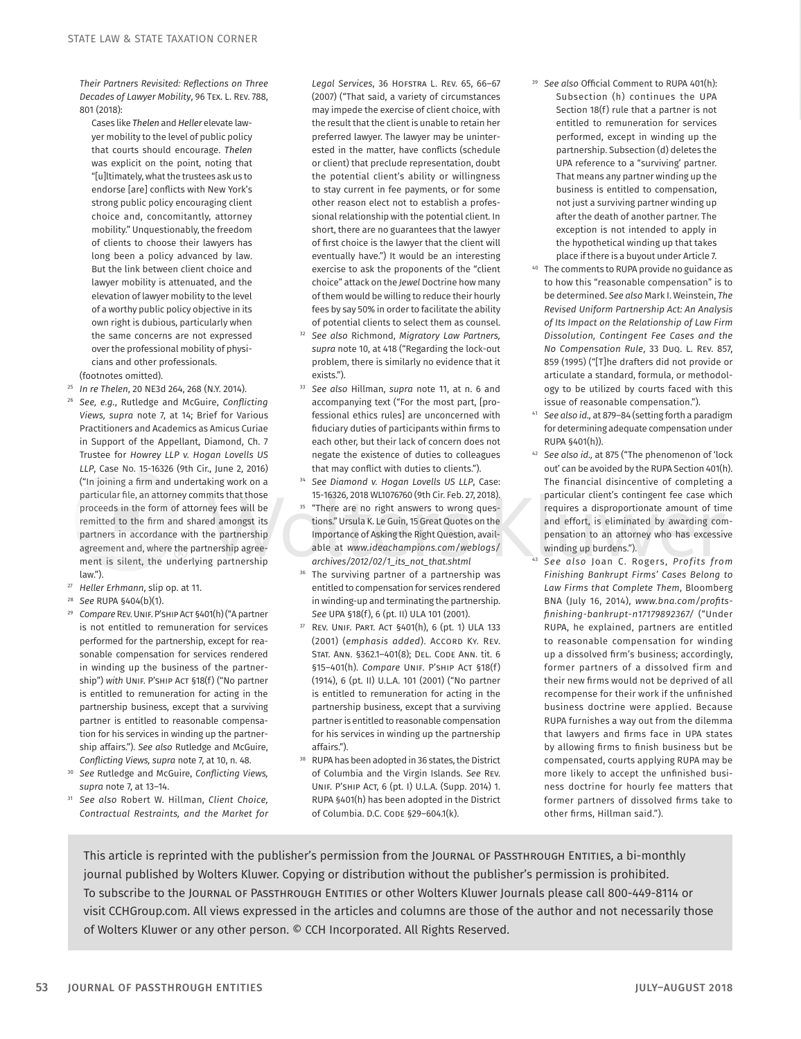*Their Partners Revisited: Reflections on Three Decades of Lawyer Mobility*, 96 Tex. L. Rev. 788, 801 (2018):

> Cases like *Thelen* and *Heller* elevate lawyer mobility to the level of public policy that courts should encourage. *Thelen* was explicit on the point, noting that "[u]ltimately, what the trustees ask us to endorse [are] conflicts with New York's strong public policy encouraging client choice and, concomitantly, attorney mobility." Unquestionably, the freedom of clients to choose their lawyers has long been a policy advanced by law. But the link between client choice and lawyer mobility is attenuated, and the elevation of lawyer mobility to the level of a worthy public policy objective in its own right is dubious, particularly when the same concerns are not expressed over the professional mobility of physicians and other professionals.

(footnotes omitted).

[25] *In re Thelen*, 20 NE3d 264, 268 (N.Y. 2014).

[26] *See, e.g.*, Rutledge and McGuire, *Conflicting Views, supra* note 7, at 14; Brief for Various Practitioners and Academics as Amicus Curiae in Support of the Appellant, Diamond, Ch. 7 Trustee for *Howrey LLP v. Hogan Lovells US LLP*, Case No. 15-16326 (9th Cir., June 2, 2016) ("In joining a firm and undertaking work on a particular file, an attorney commits that those proceeds in the form of attorney fees will be remitted to the firm and shared amongst its partners in accordance with the partnership agreement and, where the partnership agreement is silent, the underlying partnership law.").

[27] *Heller Ehrmann*, slip op. at 11.

[28] *See* RUPA §404(b)(1).

[29] *Compare* Rev. Unif. P'ship Act §401(h) ("A partner is not entitled to remuneration for services performed for the partnership, except for reasonable compensation for services rendered in winding up the business of the partnership") *with* Unif. P'ship Act §18(f) ("No partner is entitled to remuneration for acting in the partnership business, except that a surviving partner is entitled to reasonable compensation for his services in winding up the partnership affairs."). *See also* Rutledge and McGuire, *Conflicting Views, supra* note 7, at 10, n. 48.

[30] *See* Rutledge and McGuire, *Conflicting Views, supra* note 7, at 13–14.

[31] *See also* Robert W. Hillman, *Client Choice, Contractual Restraints, and the Market for Legal Services*, 36 Hofstra L. Rev. 65, 66–67 (2007) ("That said, a variety of circumstances may impede the exercise of client choice, with the result that the client is unable to retain her preferred lawyer. The lawyer may be uninterested in the matter, have conflicts (schedule or client) that preclude representation, doubt the potential client's ability or willingness to stay current in fee payments, or for some other reason elect not to establish a professional relationship with the potential client. In short, there are no guarantees that the lawyer of first choice is the lawyer that the client will eventually have.") It would be an interesting exercise to ask the proponents of the "client choice" attack on the *Jewel* Doctrine how many of them would be willing to reduce their hourly fees by say 50% in order to facilitate the ability of potential clients to select them as counsel.

[32] *See also* Richmond, *Migratory Law Partners, supra* note 10, at 418 ("Regarding the lock-out problem, there is similarly no evidence that it exists.").

[33] *See also* Hillman, *supra* note 11, at n. 6 and accompanying text ("For the most part, [professional ethics rules] are unconcerned with fiduciary duties of participants within firms to each other, but their lack of concern does not negate the existence of duties to colleagues that may conflict with duties to clients.").

[34] *See Diamond v. Hogan Lovells US LLP*, Case: 15-16326, 2018 WL1076760 (9th Cir. Feb. 27, 2018).

[35] "There are no right answers to wrong questions." Ursula K. Le Guin, 15 Great Quotes on the Importance of Asking the Right Question, available at *www.ideachampions.com/weblogs/archives/2012/02/1_its_not_that.shtml*

[36] The surviving partner of a partnership was entitled to compensation for services rendered in winding-up and terminating the partnership. *See* UPA §18(f), 6 (pt. II) ULA 101 (2001).

[37] Rev. Unif. Part. Act §401(h), 6 (pt. 1) ULA 133 (2001) (*emphasis added*). Accord Ky. Rev. Stat. Ann. §362.1–401(8); Del. Code Ann. tit. 6 §15–401(h). *Compare* Unif. P'ship Act §18(f) (1914), 6 (pt. II) U.L.A. 101 (2001) ("No partner is entitled to remuneration for acting in the partnership business, except that a surviving partner is entitled to reasonable compensation for his services in winding up the partnership affairs.").

[38] RUPA has been adopted in 36 states, the District of Columbia and the Virgin Islands. *See* Rev. Unif. P'ship Act, 6 (pt. I) U.L.A. (Supp. 2014) 1. RUPA §401(h) has been adopted in the District of Columbia. D.C. Code §29–604.1(k).

[39] *See also* Official Comment to RUPA 401(h):

> Subsection (h) continues the UPA Section 18(f) rule that a partner is not entitled to remuneration for services performed, except in winding up the partnership. Subsection (d) deletes the UPA reference to a "surviving" partner. That means any partner winding up the business is entitled to compensation, not just a surviving partner winding up after the death of another partner. The exception is not intended to apply in the hypothetical winding up that takes place if there is a buyout under Article 7.

[40] The comments to RUPA provide no guidance as to how this "reasonable compensation" is to be determined. *See also* Mark I. Weinstein, *The Revised Uniform Partnership Act: An Analysis of Its Impact on the Relationship of Law Firm Dissolution, Contingent Fee Cases and the No Compensation Rule*, 33 Duq. L. Rev. 857, 859 (1995) ("[T]he drafters did not provide or articulate a standard, formula, or methodology to be utilized by courts faced with this issue of reasonable compensation.").

[41] *See also id.*, at 879–84 (setting forth a paradigm for determining adequate compensation under RUPA §401(h)).

[42] *See also id.*, at 875 ("The phenomenon of 'lock out' can be avoided by the RUPA Section 401(h). The financial disincentive of completing a particular client's contingent fee case which requires a disproportionate amount of time and effort, is eliminated by awarding compensation to an attorney who has excessive winding up burdens.").

[43] *See also* Joan C. Rogers, *Profits from Finishing Bankrupt Firms' Cases Belong to Law Firms that Complete Them*, Bloomberg BNA (July 16, 2014), *www.bna.com/profits-finishing-bankrupt-n17179892367/* ("Under RUPA, he explained, partners are entitled to reasonable compensation for winding up a dissolved firm's business; accordingly, former partners of a dissolved firm and their new firms would not be deprived of all recompense for their work if the unfinished business doctrine were applied. Because RUPA furnishes a way out from the dilemma that lawyers and firms face in UPA states by allowing firms to finish business but be compensated, courts applying RUPA may be more likely to accept the unfinished business doctrine for hourly fee matters that former partners of dissolved firms take to other firms, Hillman said.").

This article is reprinted with the publisher's permission from the Journal of Passthrough Entities, a bi-monthly journal published by Wolters Kluwer. Copying or distribution without the publisher's permission is prohibited. To subscribe to the Journal of Passthrough Entities or other Wolters Kluwer Journals please call 800-449-8114 or visit CCHGroup.com. All views expressed in the articles and columns are those of the author and not necessarily those of Wolters Kluwer or any other person. © CCH Incorporated. All Rights Reserved.